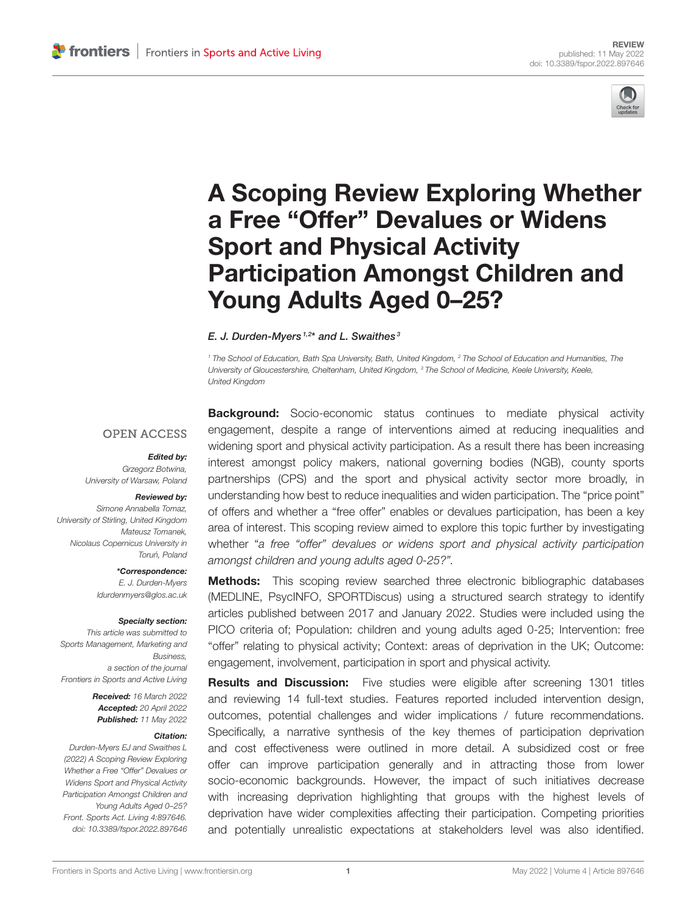REVIEW
published: 11 May 2022
doi: 10.3389/fspor.2022.897646

# A Scoping Review Exploring Whether a Free "Offer" Devalues or Widens Sport and Physical Activity Participation Amongst Children and Young Adults Aged 0–25?

*E. J. Durden-Myers*[1,2]* *and L. Swaithes*[3]

[1] The School of Education, Bath Spa University, Bath, United Kingdom, [2] The School of Education and Humanities, The University of Gloucestershire, Cheltenham, United Kingdom, [3] The School of Medicine, Keele University, Keele, United Kingdom

OPEN ACCESS

***Edited by:***
Grzegorz Botwina,
University of Warsaw, Poland

***Reviewed by:***
Simone Annabella Tomaz,
University of Stirling, United Kingdom
Mateusz Tomanek,
Nicolaus Copernicus University in Toruń, Poland

***\*Correspondence:***
E. J. Durden-Myers
ldurdenmyers@glos.ac.uk

***Specialty section:***
This article was submitted to Sports Management, Marketing and Business,
a section of the journal
Frontiers in Sports and Active Living

***Received:*** 16 March 2022
***Accepted:*** 20 April 2022
***Published:*** 11 May 2022

***Citation:***
Durden-Myers EJ and Swaithes L (2022) A Scoping Review Exploring Whether a Free "Offer" Devalues or Widens Sport and Physical Activity Participation Amongst Children and Young Adults Aged 0–25? Front. Sports Act. Living 4:897646. doi: 10.3389/fspor.2022.897646

**Background:** Socio-economic status continues to mediate physical activity engagement, despite a range of interventions aimed at reducing inequalities and widening sport and physical activity participation. As a result there has been increasing interest amongst policy makers, national governing bodies (NGB), county sports partnerships (CPS) and the sport and physical activity sector more broadly, in understanding how best to reduce inequalities and widen participation. The "price point" of offers and whether a "free offer" enables or devalues participation, has been a key area of interest. This scoping review aimed to explore this topic further by investigating whether *"a free "offer" devalues or widens sport and physical activity participation amongst children and young adults aged 0-25?"*.

**Methods:** This scoping review searched three electronic bibliographic databases (MEDLINE, PsycINFO, SPORTDiscus) using a structured search strategy to identify articles published between 2017 and January 2022. Studies were included using the PICO criteria of; Population: children and young adults aged 0-25; Intervention: free "offer" relating to physical activity; Context: areas of deprivation in the UK; Outcome: engagement, involvement, participation in sport and physical activity.

**Results and Discussion:** Five studies were eligible after screening 1301 titles and reviewing 14 full-text studies. Features reported included intervention design, outcomes, potential challenges and wider implications / future recommendations. Specifically, a narrative synthesis of the key themes of participation deprivation and cost effectiveness were outlined in more detail. A subsidized cost or free offer can improve participation generally and in attracting those from lower socio-economic backgrounds. However, the impact of such initiatives decrease with increasing deprivation highlighting that groups with the highest levels of deprivation have wider complexities affecting their participation. Competing priorities and potentially unrealistic expectations at stakeholders level was also identified.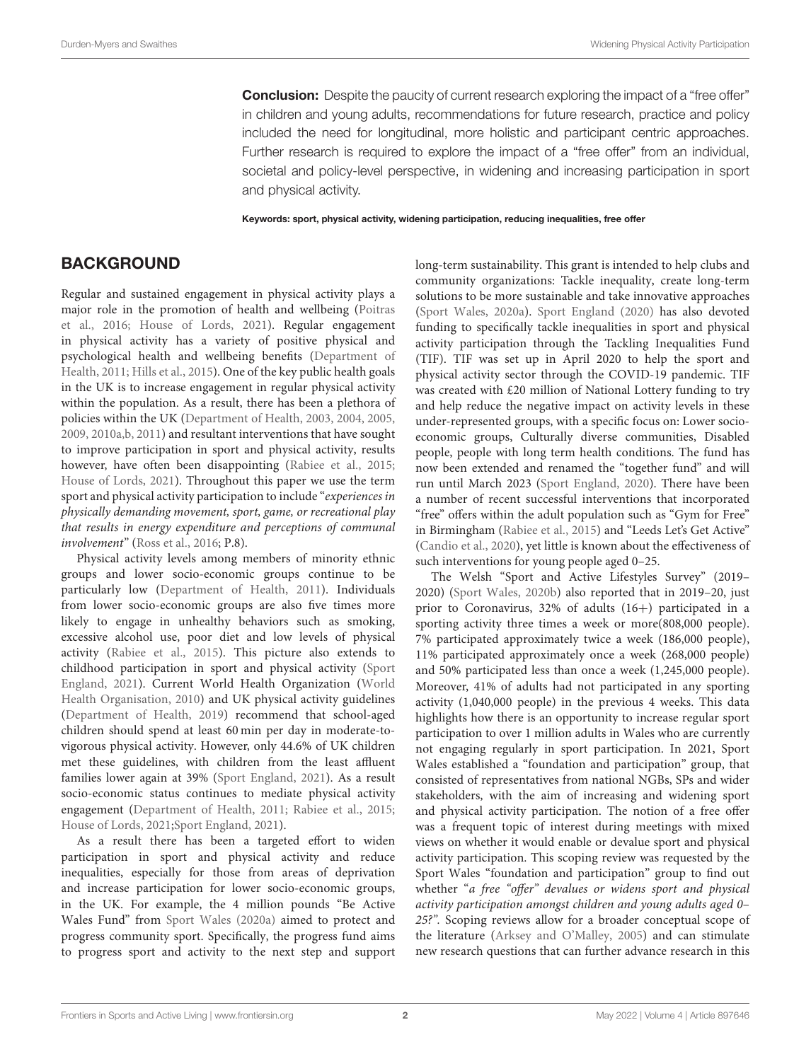**Conclusion:** Despite the paucity of current research exploring the impact of a "free offer" in children and young adults, recommendations for future research, practice and policy included the need for longitudinal, more holistic and participant centric approaches. Further research is required to explore the impact of a "free offer" from an individual, societal and policy-level perspective, in widening and increasing participation in sport and physical activity.

**Keywords: sport, physical activity, widening participation, reducing inequalities, free offer**

## BACKGROUND

Regular and sustained engagement in physical activity plays a major role in the promotion of health and wellbeing (Poitras et al., 2016; House of Lords, 2021). Regular engagement in physical activity has a variety of positive physical and psychological health and wellbeing benefits (Department of Health, 2011; Hills et al., 2015). One of the key public health goals in the UK is to increase engagement in regular physical activity within the population. As a result, there has been a plethora of policies within the UK (Department of Health, 2003, 2004, 2005, 2009, 2010a,b, 2011) and resultant interventions that have sought to improve participation in sport and physical activity, results however, have often been disappointing (Rabiee et al., 2015; House of Lords, 2021). Throughout this paper we use the term sport and physical activity participation to include "*experiences in physically demanding movement, sport, game, or recreational play that results in energy expenditure and perceptions of communal involvement*" (Ross et al., 2016; P.8).

Physical activity levels among members of minority ethnic groups and lower socio-economic groups continue to be particularly low (Department of Health, 2011). Individuals from lower socio-economic groups are also five times more likely to engage in unhealthy behaviors such as smoking, excessive alcohol use, poor diet and low levels of physical activity (Rabiee et al., 2015). This picture also extends to childhood participation in sport and physical activity (Sport England, 2021). Current World Health Organization (World Health Organisation, 2010) and UK physical activity guidelines (Department of Health, 2019) recommend that school-aged children should spend at least 60 min per day in moderate-to-vigorous physical activity. However, only 44.6% of UK children met these guidelines, with children from the least affluent families lower again at 39% (Sport England, 2021). As a result socio-economic status continues to mediate physical activity engagement (Department of Health, 2011; Rabiee et al., 2015; House of Lords, 2021;Sport England, 2021).

As a result there has been a targeted effort to widen participation in sport and physical activity and reduce inequalities, especially for those from areas of deprivation and increase participation for lower socio-economic groups, in the UK. For example, the 4 million pounds "Be Active Wales Fund" from Sport Wales (2020a) aimed to protect and progress community sport. Specifically, the progress fund aims to progress sport and activity to the next step and support long-term sustainability. This grant is intended to help clubs and community organizations: Tackle inequality, create long-term solutions to be more sustainable and take innovative approaches (Sport Wales, 2020a). Sport England (2020) has also devoted funding to specifically tackle inequalities in sport and physical activity participation through the Tackling Inequalities Fund (TIF). TIF was set up in April 2020 to help the sport and physical activity sector through the COVID-19 pandemic. TIF was created with £20 million of National Lottery funding to try and help reduce the negative impact on activity levels in these under-represented groups, with a specific focus on: Lower socio-economic groups, Culturally diverse communities, Disabled people, people with long term health conditions. The fund has now been extended and renamed the "together fund" and will run until March 2023 (Sport England, 2020). There have been a number of recent successful interventions that incorporated "free" offers within the adult population such as "Gym for Free" in Birmingham (Rabiee et al., 2015) and "Leeds Let's Get Active" (Candio et al., 2020), yet little is known about the effectiveness of such interventions for young people aged 0–25.

The Welsh "Sport and Active Lifestyles Survey" (2019–2020) (Sport Wales, 2020b) also reported that in 2019–20, just prior to Coronavirus, 32% of adults (16+) participated in a sporting activity three times a week or more(808,000 people). 7% participated approximately twice a week (186,000 people), 11% participated approximately once a week (268,000 people) and 50% participated less than once a week (1,245,000 people). Moreover, 41% of adults had not participated in any sporting activity (1,040,000 people) in the previous 4 weeks. This data highlights how there is an opportunity to increase regular sport participation to over 1 million adults in Wales who are currently not engaging regularly in sport participation. In 2021, Sport Wales established a "foundation and participation" group, that consisted of representatives from national NGBs, SPs and wider stakeholders, with the aim of increasing and widening sport and physical activity participation. The notion of a free offer was a frequent topic of interest during meetings with mixed views on whether it would enable or devalue sport and physical activity participation. This scoping review was requested by the Sport Wales "foundation and participation" group to find out whether "*a free "offer" devalues or widens sport and physical activity participation amongst children and young adults aged 0–25?*". Scoping reviews allow for a broader conceptual scope of the literature (Arksey and O'Malley, 2005) and can stimulate new research questions that can further advance research in this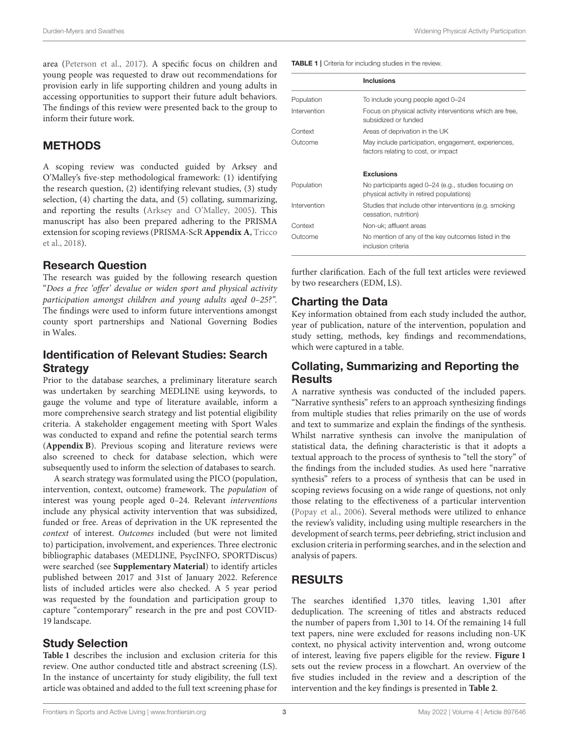area (Peterson et al., 2017). A specific focus on children and young people was requested to draw out recommendations for provision early in life supporting children and young adults in accessing opportunities to support their future adult behaviors. The findings of this review were presented back to the group to inform their future work.

## METHODS

A scoping review was conducted guided by Arksey and O'Malley's five-step methodological framework: (1) identifying the research question, (2) identifying relevant studies, (3) study selection, (4) charting the data, and (5) collating, summarizing, and reporting the results (Arksey and O'Malley, 2005). This manuscript has also been prepared adhering to the PRISMA extension for scoping reviews (PRISMA-ScR **Appendix A**, Tricco et al., 2018).

### Research Question

The research was guided by the following research question "*Does a free 'offer' devalue or widen sport and physical activity participation amongst children and young adults aged 0–25?"*. The findings were used to inform future interventions amongst county sport partnerships and National Governing Bodies in Wales.

### Identification of Relevant Studies: Search Strategy

Prior to the database searches, a preliminary literature search was undertaken by searching MEDLINE using keywords, to gauge the volume and type of literature available, inform a more comprehensive search strategy and list potential eligibility criteria. A stakeholder engagement meeting with Sport Wales was conducted to expand and refine the potential search terms (**Appendix B**). Previous scoping and literature reviews were also screened to check for database selection, which were subsequently used to inform the selection of databases to search.

A search strategy was formulated using the PICO (population, intervention, context, outcome) framework. The *population* of interest was young people aged 0–24. Relevant *interventions* include any physical activity intervention that was subsidized, funded or free. Areas of deprivation in the UK represented the *context* of interest. *Outcomes* included (but were not limited to) participation, involvement, and experiences. Three electronic bibliographic databases (MEDLINE, PsycINFO, SPORTDiscus) were searched (see **Supplementary Material**) to identify articles published between 2017 and 31st of January 2022. Reference lists of included articles were also checked. A 5 year period was requested by the foundation and participation group to capture "contemporary" research in the pre and post COVID-19 landscape.

### Study Selection

**Table 1** describes the inclusion and exclusion criteria for this review. One author conducted title and abstract screening (LS). In the instance of uncertainty for study eligibility, the full text article was obtained and added to the full text screening phase for further clarification. Each of the full text articles were reviewed by two researchers (EDM, LS).

**TABLE 1** | Criteria for including studies in the review.

| | **Inclusions** |
|---|---|
| Population | To include young people aged 0–24 |
| Intervention | Focus on physical activity interventions which are free, subsidized or funded |
| Context | Areas of deprivation in the UK |
| Outcome | May include participation, engagement, experiences, factors relating to cost, or impact |
| | **Exclusions** |
| Population | No participants aged 0–24 (e.g., studies focusing on physical activity in retired populations) |
| Intervention | Studies that include other interventions (e.g. smoking cessation, nutrition) |
| Context | Non-uk; affluent areas |
| Outcome | No mention of any of the key outcomes listed in the inclusion criteria |

### Charting the Data

Key information obtained from each study included the author, year of publication, nature of the intervention, population and study setting, methods, key findings and recommendations, which were captured in a table.

### Collating, Summarizing and Reporting the Results

A narrative synthesis was conducted of the included papers. "Narrative synthesis" refers to an approach synthesizing findings from multiple studies that relies primarily on the use of words and text to summarize and explain the findings of the synthesis. Whilst narrative synthesis can involve the manipulation of statistical data, the defining characteristic is that it adopts a textual approach to the process of synthesis to "tell the story" of the findings from the included studies. As used here "narrative synthesis" refers to a process of synthesis that can be used in scoping reviews focusing on a wide range of questions, not only those relating to the effectiveness of a particular intervention (Popay et al., 2006). Several methods were utilized to enhance the review's validity, including using multiple researchers in the development of search terms, peer debriefing, strict inclusion and exclusion criteria in performing searches, and in the selection and analysis of papers.

## RESULTS

The searches identified 1,370 titles, leaving 1,301 after deduplication. The screening of titles and abstracts reduced the number of papers from 1,301 to 14. Of the remaining 14 full text papers, nine were excluded for reasons including non-UK context, no physical activity intervention and, wrong outcome of interest, leaving five papers eligible for the review. **Figure 1** sets out the review process in a flowchart. An overview of the five studies included in the review and a description of the intervention and the key findings is presented in **Table 2**.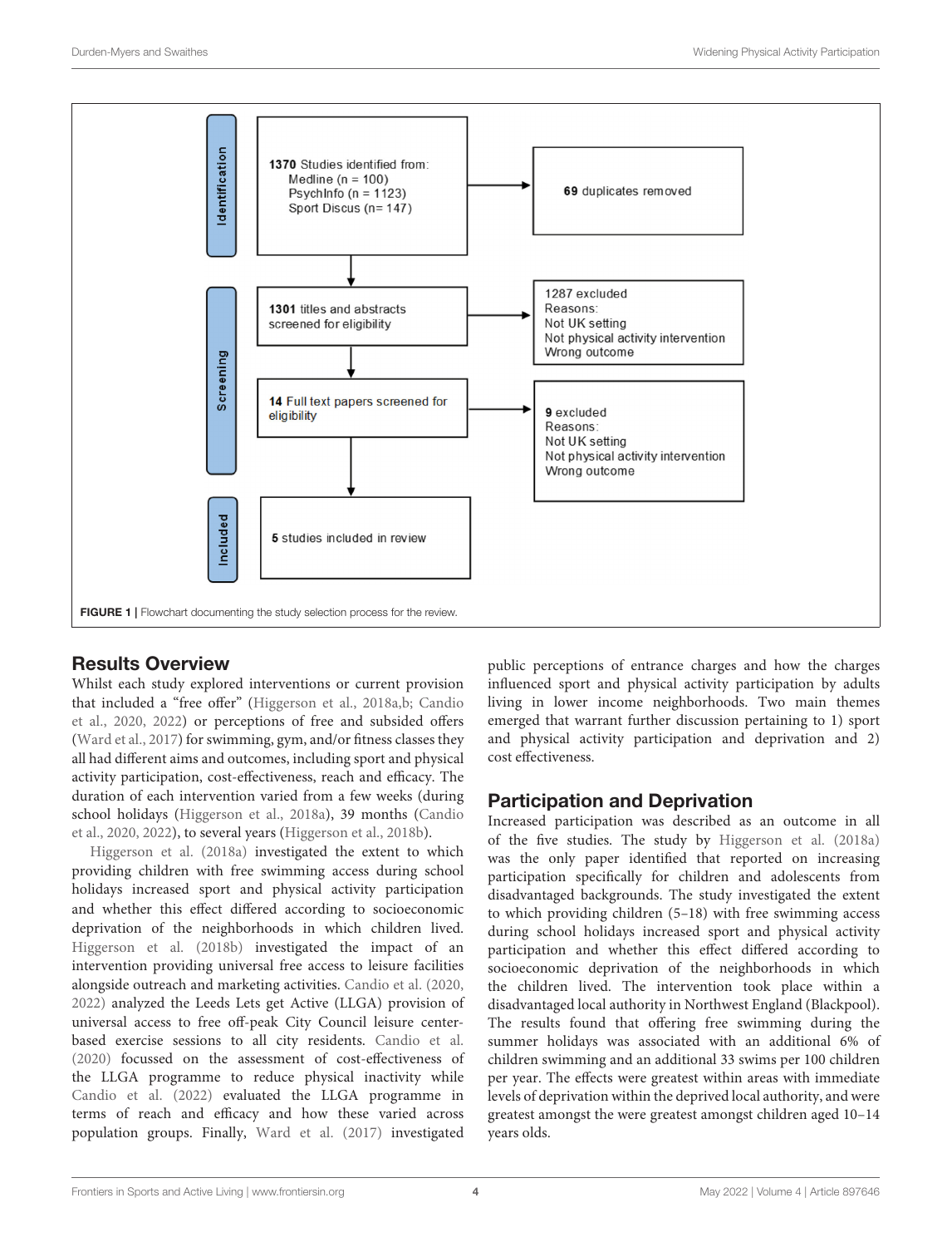Identification

**1370** Studies identified from:
Medline (n = 100)
PsychInfo (n = 1123)
Sport Discus (n= 147)

**69** duplicates removed

Screening

**1301** titles and abstracts screened for eligibility

1287 excluded
Reasons:
Not UK setting
Not physical activity intervention
Wrong outcome

**14** Full text papers screened for eligibility

**9** excluded
Reasons:
Not UK setting
Not physical activity intervention
Wrong outcome

Included

**5** studies included in review

**FIGURE 1** | Flowchart documenting the study selection process for the review.

## Results Overview

Whilst each study explored interventions or current provision that included a "free offer" (Higgerson et al., 2018a,b; Candio et al., 2020, 2022) or perceptions of free and subsided offers (Ward et al., 2017) for swimming, gym, and/or fitness classes they all had different aims and outcomes, including sport and physical activity participation, cost-effectiveness, reach and efficacy. The duration of each intervention varied from a few weeks (during school holidays (Higgerson et al., 2018a), 39 months (Candio et al., 2020, 2022), to several years (Higgerson et al., 2018b).

Higgerson et al. (2018a) investigated the extent to which providing children with free swimming access during school holidays increased sport and physical activity participation and whether this effect differed according to socioeconomic deprivation of the neighborhoods in which children lived. Higgerson et al. (2018b) investigated the impact of an intervention providing universal free access to leisure facilities alongside outreach and marketing activities. Candio et al. (2020, 2022) analyzed the Leeds Lets get Active (LLGA) provision of universal access to free off-peak City Council leisure center-based exercise sessions to all city residents. Candio et al. (2020) focussed on the assessment of cost-effectiveness of the LLGA programme to reduce physical inactivity while Candio et al. (2022) evaluated the LLGA programme in terms of reach and efficacy and how these varied across population groups. Finally, Ward et al. (2017) investigated public perceptions of entrance charges and how the charges influenced sport and physical activity participation by adults living in lower income neighborhoods. Two main themes emerged that warrant further discussion pertaining to 1) sport and physical activity participation and deprivation and 2) cost effectiveness.

## Participation and Deprivation

Increased participation was described as an outcome in all of the five studies. The study by Higgerson et al. (2018a) was the only paper identified that reported on increasing participation specifically for children and adolescents from disadvantaged backgrounds. The study investigated the extent to which providing children (5–18) with free swimming access during school holidays increased sport and physical activity participation and whether this effect differed according to socioeconomic deprivation of the neighborhoods in which the children lived. The intervention took place within a disadvantaged local authority in Northwest England (Blackpool). The results found that offering free swimming during the summer holidays was associated with an additional 6% of children swimming and an additional 33 swims per 100 children per year. The effects were greatest within areas with immediate levels of deprivation within the deprived local authority, and were greatest amongst the were greatest amongst children aged 10–14 years olds.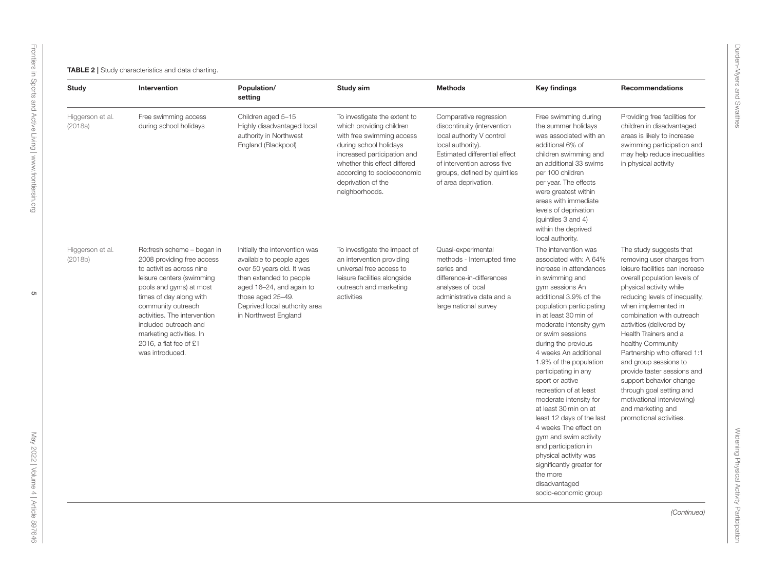**TABLE 2 |** Study characteristics and data charting.

| Study | Intervention | Population/ setting | Study aim | Methods | Key findings | Recommendations |
|---|---|---|---|---|---|---|
| Higgerson et al. (2018a) | Free swimming access during school holidays | Children aged 5–15 Highly disadvantaged local authority in Northwest England (Blackpool) | To investigate the extent to which providing children with free swimming access during school holidays increased participation and whether this effect differed according to socioeconomic deprivation of the neighborhoods. | Comparative regression discontinuity (intervention local authority V control local authority). Estimated differential effect of intervention across five groups, defined by quintiles of area deprivation. | Free swimming during the summer holidays was associated with an additional 6% of children swimming and an additional 33 swims per 100 children per year. The effects were greatest within areas with immediate levels of deprivation (quintiles 3 and 4) within the deprived local authority. | Providing free facilities for children in disadvantaged areas is likely to increase swimming participation and may help reduce inequalities in physical activity |
| Higgerson et al. (2018b) | Re:fresh scheme – began in 2008 providing free access to activities across nine leisure centers (swimming pools and gyms) at most times of day along with community outreach activities. The intervention included outreach and marketing activities. In 2016, a flat fee of £1 was introduced. | Initially the intervention was available to people ages over 50 years old. It was then extended to people aged 16–24, and again to those aged 25–49. Deprived local authority area in Northwest England | To investigate the impact of an intervention providing universal free access to leisure facilities alongside outreach and marketing activities | Quasi-experimental methods - Interrupted time series and difference-in-differences analyses of local administrative data and a large national survey | The intervention was associated with: A 64% increase in attendances in swimming and gym sessions An additional 3.9% of the population participating in at least 30 min of moderate intensity gym or swim sessions during the previous 4 weeks An additional 1.9% of the population participating in any sport or active recreation of at least moderate intensity for at least 30 min on at least 12 days of the last 4 weeks The effect on gym and swim activity and participation in physical activity was significantly greater for the more disadvantaged socio-economic group | The study suggests that removing user charges from leisure facilities can increase overall population levels of physical activity while reducing levels of inequality, when implemented in combination with outreach activities (delivered by Health Trainers and a healthy Community Partnership who offered 1:1 and group sessions to provide taster sessions and support behavior change through goal setting and motivational interviewing) and marketing and promotional activities. |

*(Continued)*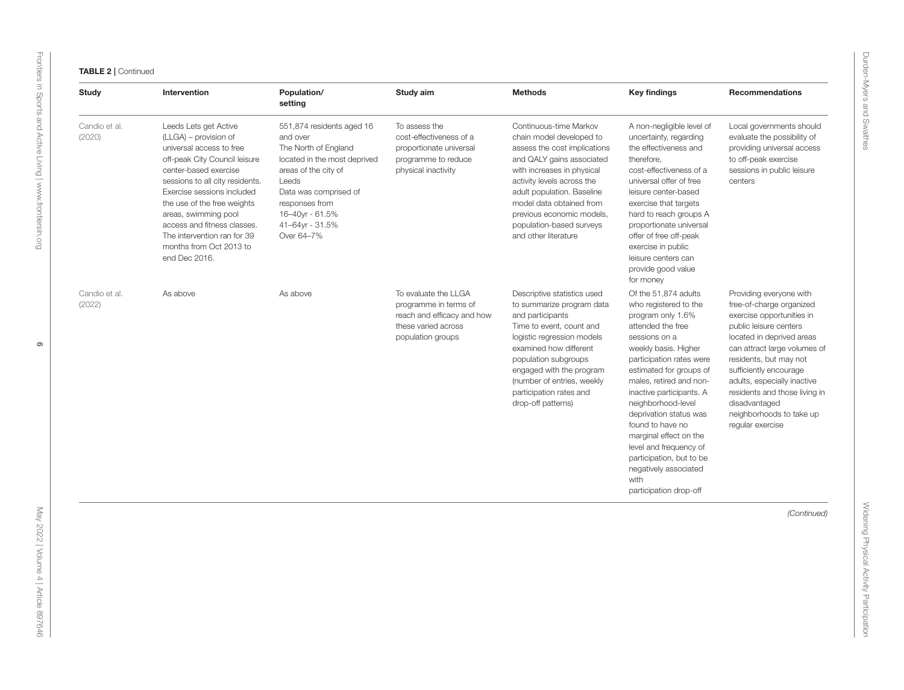**TABLE 2 |** Continued

| Study | Intervention | Population/ setting | Study aim | Methods | Key findings | Recommendations |
|---|---|---|---|---|---|---|
| Candio et al. (2020) | Leeds Lets get Active (LLGA) – provision of universal access to free off-peak City Council leisure center-based exercise sessions to all city residents. Exercise sessions included the use of the free weights areas, swimming pool access and fitness classes. The intervention ran for 39 months from Oct 2013 to end Dec 2016. | 551,874 residents aged 16 and over The North of England located in the most deprived areas of the city of Leeds Data was comprised of responses from 16–40yr - 61.5% 41–64yr - 31.5% Over 64–7% | To assess the cost-effectiveness of a proportionate universal programme to reduce physical inactivity | Continuous-time Markov chain model developed to assess the cost implications and QALY gains associated with increases in physical activity levels across the adult population. Baseline model data obtained from previous economic models, population-based surveys and other literature | A non-negligible level of uncertainty, regarding the effectiveness and therefore, cost-effectiveness of a universal offer of free leisure center-based exercise that targets hard to reach groups A proportionate universal offer of free off-peak exercise in public leisure centers can provide good value for money | Local governments should evaluate the possibility of providing universal access to off-peak exercise sessions in public leisure centers |
| Candio et al. (2022) | As above | As above | To evaluate the LLGA programme in terms of reach and efficacy and how these varied across population groups | Descriptive statistics used to summarize program data and participants Time to event, count and logistic regression models examined how different population subgroups engaged with the program (number of entries, weekly participation rates and drop-off patterns) | Of the 51,874 adults who registered to the program only 1.6% attended the free sessions on a weekly basis. Higher participation rates were estimated for groups of males, retired and non-inactive participants. A neighborhood-level deprivation status was found to have no marginal effect on the level and frequency of participation, but to be negatively associated with participation drop-off | Providing everyone with free-of-charge organized exercise opportunities in public leisure centers located in deprived areas can attract large volumes of residents, but may not sufficiently encourage adults, especially inactive residents and those living in disadvantaged neighborhoods to take up regular exercise |

*(Continued)*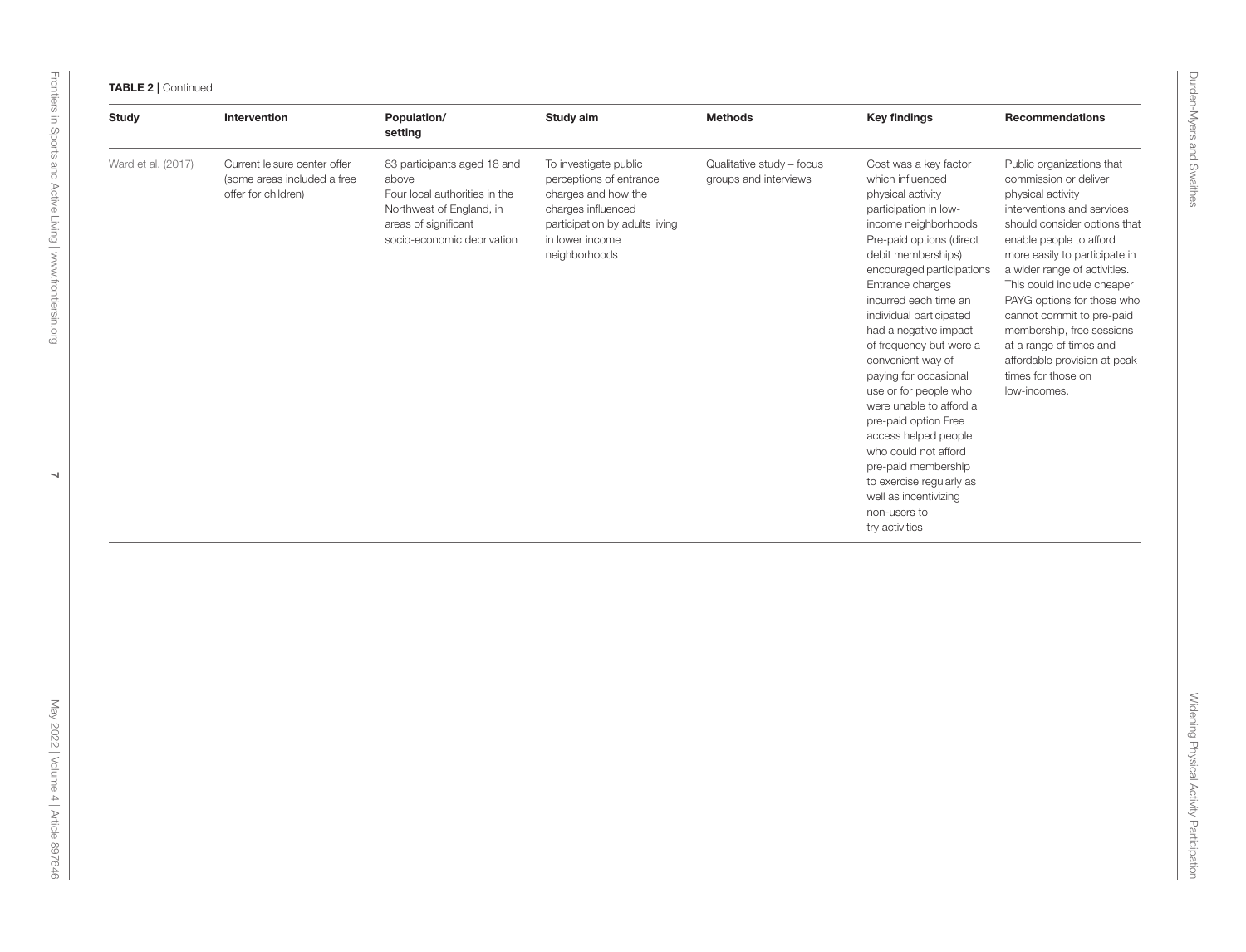**TABLE 2 |** Continued

| Study | Intervention | Population/ setting | Study aim | Methods | Key findings | Recommendations |
|---|---|---|---|---|---|---|
| Ward et al. (2017) | Current leisure center offer (some areas included a free offer for children) | 83 participants aged 18 and above Four local authorities in the Northwest of England, in areas of significant socio-economic deprivation | To investigate public perceptions of entrance charges and how the charges influenced participation by adults living in lower income neighborhoods | Qualitative study – focus groups and interviews | Cost was a key factor which influenced physical activity participation in low-income neighborhoods Pre-paid options (direct debit memberships) encouraged participations Entrance charges incurred each time an individual participated had a negative impact of frequency but were a convenient way of paying for occasional use or for people who were unable to afford a pre-paid option Free access helped people who could not afford pre-paid membership to exercise regularly as well as incentivizing non-users to try activities | Public organizations that commission or deliver physical activity interventions and services should consider options that enable people to afford more easily to participate in a wider range of activities. This could include cheaper PAYG options for those who cannot commit to pre-paid membership, free sessions at a range of times and affordable provision at peak times for those on low-incomes. |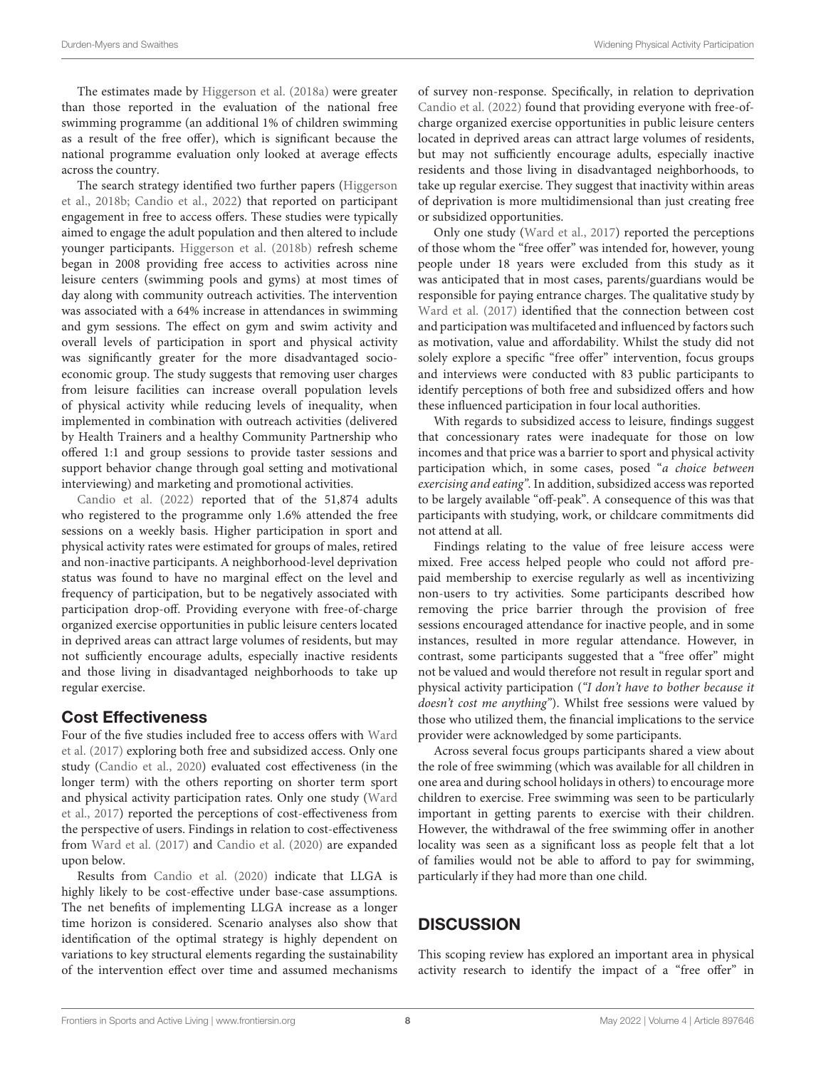The estimates made by Higgerson et al. (2018a) were greater than those reported in the evaluation of the national free swimming programme (an additional 1% of children swimming as a result of the free offer), which is significant because the national programme evaluation only looked at average effects across the country.

The search strategy identified two further papers (Higgerson et al., 2018b; Candio et al., 2022) that reported on participant engagement in free to access offers. These studies were typically aimed to engage the adult population and then altered to include younger participants. Higgerson et al. (2018b) refresh scheme began in 2008 providing free access to activities across nine leisure centers (swimming pools and gyms) at most times of day along with community outreach activities. The intervention was associated with a 64% increase in attendances in swimming and gym sessions. The effect on gym and swim activity and overall levels of participation in sport and physical activity was significantly greater for the more disadvantaged socio-economic group. The study suggests that removing user charges from leisure facilities can increase overall population levels of physical activity while reducing levels of inequality, when implemented in combination with outreach activities (delivered by Health Trainers and a healthy Community Partnership who offered 1:1 and group sessions to provide taster sessions and support behavior change through goal setting and motivational interviewing) and marketing and promotional activities.

Candio et al. (2022) reported that of the 51,874 adults who registered to the programme only 1.6% attended the free sessions on a weekly basis. Higher participation in sport and physical activity rates were estimated for groups of males, retired and non-inactive participants. A neighborhood-level deprivation status was found to have no marginal effect on the level and frequency of participation, but to be negatively associated with participation drop-off. Providing everyone with free-of-charge organized exercise opportunities in public leisure centers located in deprived areas can attract large volumes of residents, but may not sufficiently encourage adults, especially inactive residents and those living in disadvantaged neighborhoods to take up regular exercise.

## Cost Effectiveness

Four of the five studies included free to access offers with Ward et al. (2017) exploring both free and subsidized access. Only one study (Candio et al., 2020) evaluated cost effectiveness (in the longer term) with the others reporting on shorter term sport and physical activity participation rates. Only one study (Ward et al., 2017) reported the perceptions of cost-effectiveness from the perspective of users. Findings in relation to cost-effectiveness from Ward et al. (2017) and Candio et al. (2020) are expanded upon below.

Results from Candio et al. (2020) indicate that LLGA is highly likely to be cost-effective under base-case assumptions. The net benefits of implementing LLGA increase as a longer time horizon is considered. Scenario analyses also show that identification of the optimal strategy is highly dependent on variations to key structural elements regarding the sustainability of the intervention effect over time and assumed mechanisms of survey non-response. Specifically, in relation to deprivation Candio et al. (2022) found that providing everyone with free-of-charge organized exercise opportunities in public leisure centers located in deprived areas can attract large volumes of residents, but may not sufficiently encourage adults, especially inactive residents and those living in disadvantaged neighborhoods, to take up regular exercise. They suggest that inactivity within areas of deprivation is more multidimensional than just creating free or subsidized opportunities.

Only one study (Ward et al., 2017) reported the perceptions of those whom the "free offer" was intended for, however, young people under 18 years were excluded from this study as it was anticipated that in most cases, parents/guardians would be responsible for paying entrance charges. The qualitative study by Ward et al. (2017) identified that the connection between cost and participation was multifaceted and influenced by factors such as motivation, value and affordability. Whilst the study did not solely explore a specific "free offer" intervention, focus groups and interviews were conducted with 83 public participants to identify perceptions of both free and subsidized offers and how these influenced participation in four local authorities.

With regards to subsidized access to leisure, findings suggest that concessionary rates were inadequate for those on low incomes and that price was a barrier to sport and physical activity participation which, in some cases, posed "*a choice between exercising and eating*". In addition, subsidized access was reported to be largely available "off-peak". A consequence of this was that participants with studying, work, or childcare commitments did not attend at all.

Findings relating to the value of free leisure access were mixed. Free access helped people who could not afford pre-paid membership to exercise regularly as well as incentivizing non-users to try activities. Some participants described how removing the price barrier through the provision of free sessions encouraged attendance for inactive people, and in some instances, resulted in more regular attendance. However, in contrast, some participants suggested that a "free offer" might not be valued and would therefore not result in regular sport and physical activity participation (*"I don't have to bother because it doesn't cost me anything"*). Whilst free sessions were valued by those who utilized them, the financial implications to the service provider were acknowledged by some participants.

Across several focus groups participants shared a view about the role of free swimming (which was available for all children in one area and during school holidays in others) to encourage more children to exercise. Free swimming was seen to be particularly important in getting parents to exercise with their children. However, the withdrawal of the free swimming offer in another locality was seen as a significant loss as people felt that a lot of families would not be able to afford to pay for swimming, particularly if they had more than one child.

# DISCUSSION

This scoping review has explored an important area in physical activity research to identify the impact of a "free offer" in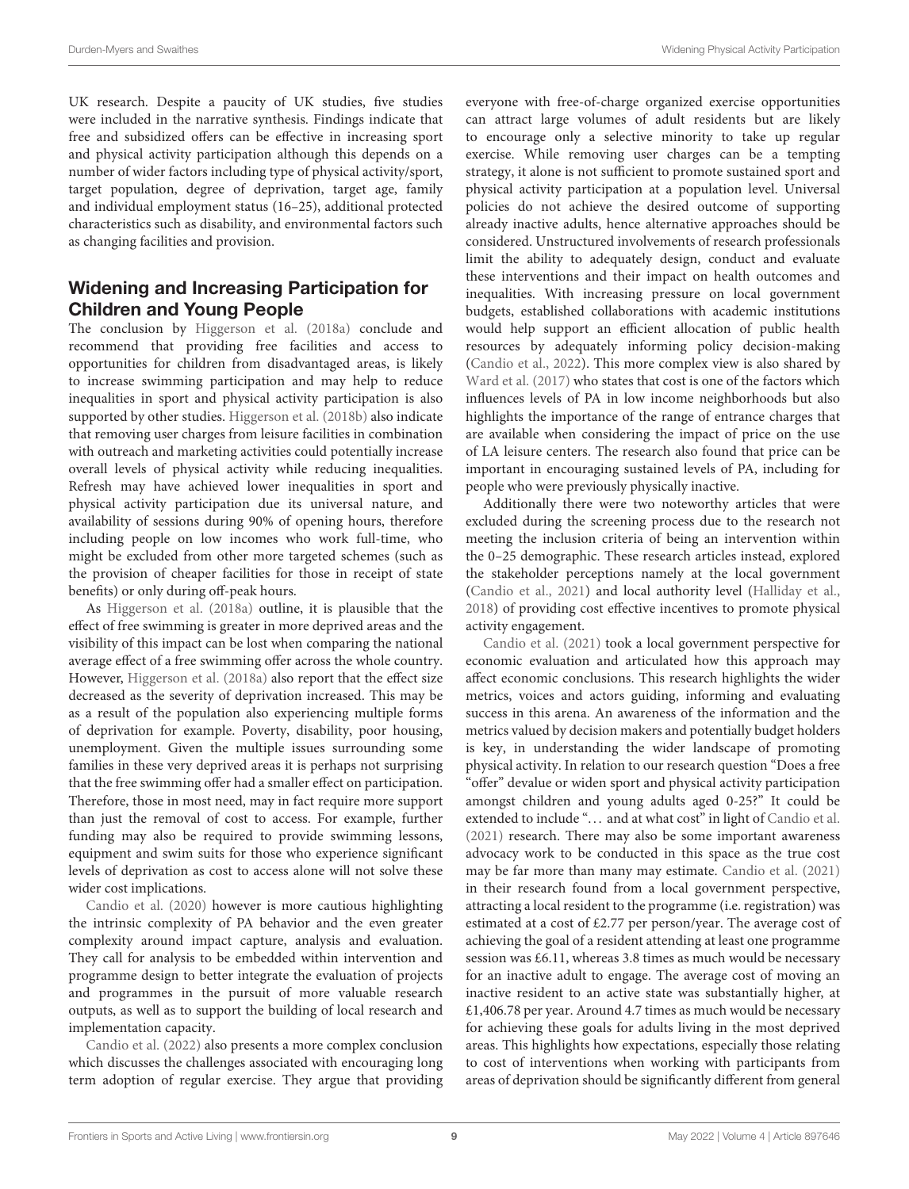UK research. Despite a paucity of UK studies, five studies were included in the narrative synthesis. Findings indicate that free and subsidized offers can be effective in increasing sport and physical activity participation although this depends on a number of wider factors including type of physical activity/sport, target population, degree of deprivation, target age, family and individual employment status (16–25), additional protected characteristics such as disability, and environmental factors such as changing facilities and provision.

## Widening and Increasing Participation for Children and Young People

The conclusion by Higgerson et al. (2018a) conclude and recommend that providing free facilities and access to opportunities for children from disadvantaged areas, is likely to increase swimming participation and may help to reduce inequalities in sport and physical activity participation is also supported by other studies. Higgerson et al. (2018b) also indicate that removing user charges from leisure facilities in combination with outreach and marketing activities could potentially increase overall levels of physical activity while reducing inequalities. Refresh may have achieved lower inequalities in sport and physical activity participation due its universal nature, and availability of sessions during 90% of opening hours, therefore including people on low incomes who work full-time, who might be excluded from other more targeted schemes (such as the provision of cheaper facilities for those in receipt of state benefits) or only during off-peak hours.

As Higgerson et al. (2018a) outline, it is plausible that the effect of free swimming is greater in more deprived areas and the visibility of this impact can be lost when comparing the national average effect of a free swimming offer across the whole country. However, Higgerson et al. (2018a) also report that the effect size decreased as the severity of deprivation increased. This may be as a result of the population also experiencing multiple forms of deprivation for example. Poverty, disability, poor housing, unemployment. Given the multiple issues surrounding some families in these very deprived areas it is perhaps not surprising that the free swimming offer had a smaller effect on participation. Therefore, those in most need, may in fact require more support than just the removal of cost to access. For example, further funding may also be required to provide swimming lessons, equipment and swim suits for those who experience significant levels of deprivation as cost to access alone will not solve these wider cost implications.

Candio et al. (2020) however is more cautious highlighting the intrinsic complexity of PA behavior and the even greater complexity around impact capture, analysis and evaluation. They call for analysis to be embedded within intervention and programme design to better integrate the evaluation of projects and programmes in the pursuit of more valuable research outputs, as well as to support the building of local research and implementation capacity.

Candio et al. (2022) also presents a more complex conclusion which discusses the challenges associated with encouraging long term adoption of regular exercise. They argue that providing everyone with free-of-charge organized exercise opportunities can attract large volumes of adult residents but are likely to encourage only a selective minority to take up regular exercise. While removing user charges can be a tempting strategy, it alone is not sufficient to promote sustained sport and physical activity participation at a population level. Universal policies do not achieve the desired outcome of supporting already inactive adults, hence alternative approaches should be considered. Unstructured involvements of research professionals limit the ability to adequately design, conduct and evaluate these interventions and their impact on health outcomes and inequalities. With increasing pressure on local government budgets, established collaborations with academic institutions would help support an efficient allocation of public health resources by adequately informing policy decision-making (Candio et al., 2022). This more complex view is also shared by Ward et al. (2017) who states that cost is one of the factors which influences levels of PA in low income neighborhoods but also highlights the importance of the range of entrance charges that are available when considering the impact of price on the use of LA leisure centers. The research also found that price can be important in encouraging sustained levels of PA, including for people who were previously physically inactive.

Additionally there were two noteworthy articles that were excluded during the screening process due to the research not meeting the inclusion criteria of being an intervention within the 0–25 demographic. These research articles instead, explored the stakeholder perceptions namely at the local government (Candio et al., 2021) and local authority level (Halliday et al., 2018) of providing cost effective incentives to promote physical activity engagement.

Candio et al. (2021) took a local government perspective for economic evaluation and articulated how this approach may affect economic conclusions. This research highlights the wider metrics, voices and actors guiding, informing and evaluating success in this arena. An awareness of the information and the metrics valued by decision makers and potentially budget holders is key, in understanding the wider landscape of promoting physical activity. In relation to our research question "Does a free "offer" devalue or widen sport and physical activity participation amongst children and young adults aged 0-25?" It could be extended to include "… and at what cost" in light of Candio et al. (2021) research. There may also be some important awareness advocacy work to be conducted in this space as the true cost may be far more than many may estimate. Candio et al. (2021) in their research found from a local government perspective, attracting a local resident to the programme (i.e. registration) was estimated at a cost of £2.77 per person/year. The average cost of achieving the goal of a resident attending at least one programme session was £6.11, whereas 3.8 times as much would be necessary for an inactive adult to engage. The average cost of moving an inactive resident to an active state was substantially higher, at £1,406.78 per year. Around 4.7 times as much would be necessary for achieving these goals for adults living in the most deprived areas. This highlights how expectations, especially those relating to cost of interventions when working with participants from areas of deprivation should be significantly different from general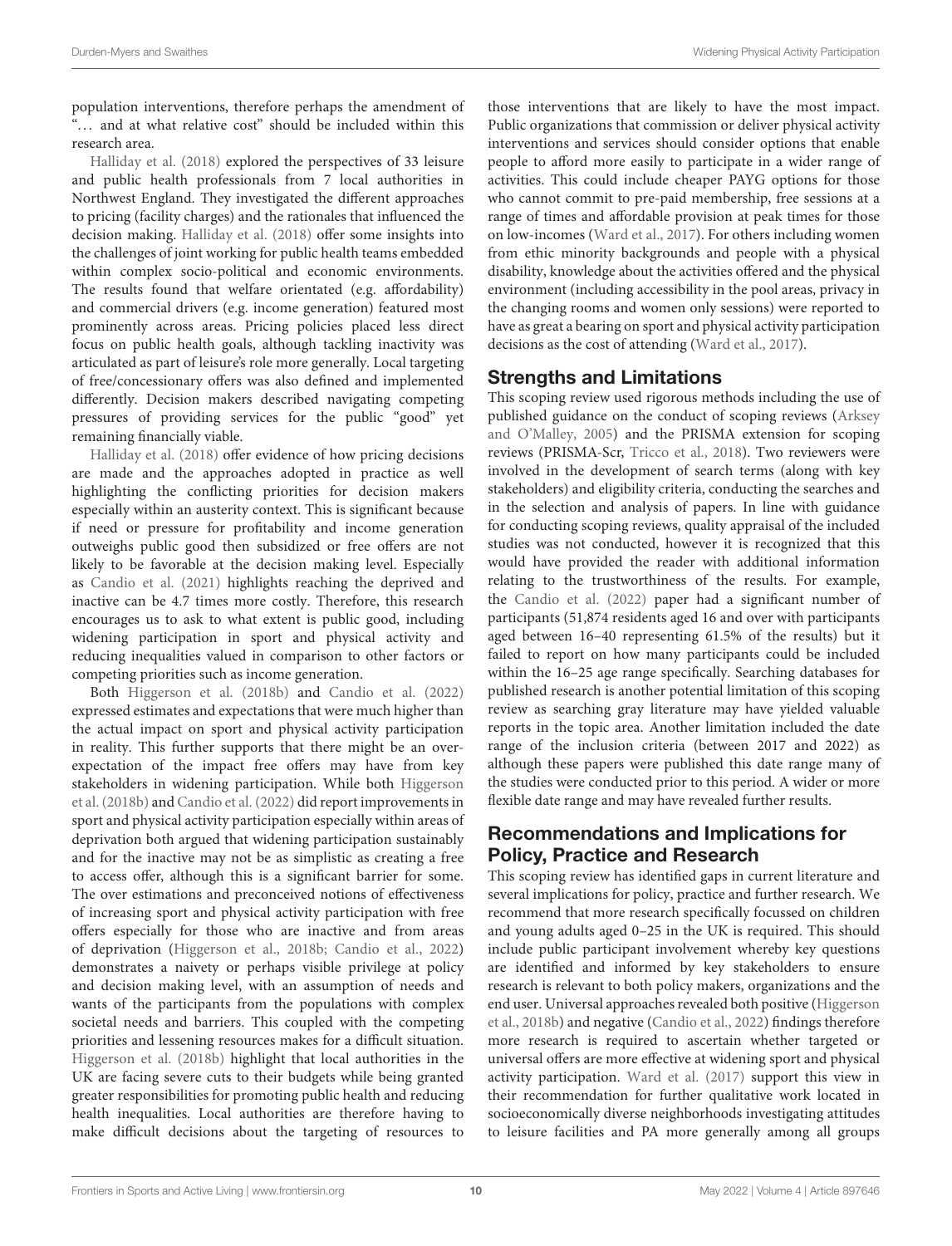population interventions, therefore perhaps the amendment of "… and at what relative cost" should be included within this research area.

Halliday et al. (2018) explored the perspectives of 33 leisure and public health professionals from 7 local authorities in Northwest England. They investigated the different approaches to pricing (facility charges) and the rationales that influenced the decision making. Halliday et al. (2018) offer some insights into the challenges of joint working for public health teams embedded within complex socio-political and economic environments. The results found that welfare orientated (e.g. affordability) and commercial drivers (e.g. income generation) featured most prominently across areas. Pricing policies placed less direct focus on public health goals, although tackling inactivity was articulated as part of leisure's role more generally. Local targeting of free/concessionary offers was also defined and implemented differently. Decision makers described navigating competing pressures of providing services for the public "good" yet remaining financially viable.

Halliday et al. (2018) offer evidence of how pricing decisions are made and the approaches adopted in practice as well highlighting the conflicting priorities for decision makers especially within an austerity context. This is significant because if need or pressure for profitability and income generation outweighs public good then subsidized or free offers are not likely to be favorable at the decision making level. Especially as Candio et al. (2021) highlights reaching the deprived and inactive can be 4.7 times more costly. Therefore, this research encourages us to ask to what extent is public good, including widening participation in sport and physical activity and reducing inequalities valued in comparison to other factors or competing priorities such as income generation.

Both Higgerson et al. (2018b) and Candio et al. (2022) expressed estimates and expectations that were much higher than the actual impact on sport and physical activity participation in reality. This further supports that there might be an over-expectation of the impact free offers may have from key stakeholders in widening participation. While both Higgerson et al. (2018b) and Candio et al. (2022) did report improvements in sport and physical activity participation especially within areas of deprivation both argued that widening participation sustainably and for the inactive may not be as simplistic as creating a free to access offer, although this is a significant barrier for some. The over estimations and preconceived notions of effectiveness of increasing sport and physical activity participation with free offers especially for those who are inactive and from areas of deprivation (Higgerson et al., 2018b; Candio et al., 2022) demonstrates a naivety or perhaps visible privilege at policy and decision making level, with an assumption of needs and wants of the participants from the populations with complex societal needs and barriers. This coupled with the competing priorities and lessening resources makes for a difficult situation. Higgerson et al. (2018b) highlight that local authorities in the UK are facing severe cuts to their budgets while being granted greater responsibilities for promoting public health and reducing health inequalities. Local authorities are therefore having to make difficult decisions about the targeting of resources to those interventions that are likely to have the most impact. Public organizations that commission or deliver physical activity interventions and services should consider options that enable people to afford more easily to participate in a wider range of activities. This could include cheaper PAYG options for those who cannot commit to pre-paid membership, free sessions at a range of times and affordable provision at peak times for those on low-incomes (Ward et al., 2017). For others including women from ethic minority backgrounds and people with a physical disability, knowledge about the activities offered and the physical environment (including accessibility in the pool areas, privacy in the changing rooms and women only sessions) were reported to have as great a bearing on sport and physical activity participation decisions as the cost of attending (Ward et al., 2017).

## Strengths and Limitations

This scoping review used rigorous methods including the use of published guidance on the conduct of scoping reviews (Arksey and O'Malley, 2005) and the PRISMA extension for scoping reviews (PRISMA-Scr, Tricco et al., 2018). Two reviewers were involved in the development of search terms (along with key stakeholders) and eligibility criteria, conducting the searches and in the selection and analysis of papers. In line with guidance for conducting scoping reviews, quality appraisal of the included studies was not conducted, however it is recognized that this would have provided the reader with additional information relating to the trustworthiness of the results. For example, the Candio et al. (2022) paper had a significant number of participants (51,874 residents aged 16 and over with participants aged between 16–40 representing 61.5% of the results) but it failed to report on how many participants could be included within the 16–25 age range specifically. Searching databases for published research is another potential limitation of this scoping review as searching gray literature may have yielded valuable reports in the topic area. Another limitation included the date range of the inclusion criteria (between 2017 and 2022) as although these papers were published this date range many of the studies were conducted prior to this period. A wider or more flexible date range and may have revealed further results.

## Recommendations and Implications for Policy, Practice and Research

This scoping review has identified gaps in current literature and several implications for policy, practice and further research. We recommend that more research specifically focussed on children and young adults aged 0–25 in the UK is required. This should include public participant involvement whereby key questions are identified and informed by key stakeholders to ensure research is relevant to both policy makers, organizations and the end user. Universal approaches revealed both positive (Higgerson et al., 2018b) and negative (Candio et al., 2022) findings therefore more research is required to ascertain whether targeted or universal offers are more effective at widening sport and physical activity participation. Ward et al. (2017) support this view in their recommendation for further qualitative work located in socioeconomically diverse neighborhoods investigating attitudes to leisure facilities and PA more generally among all groups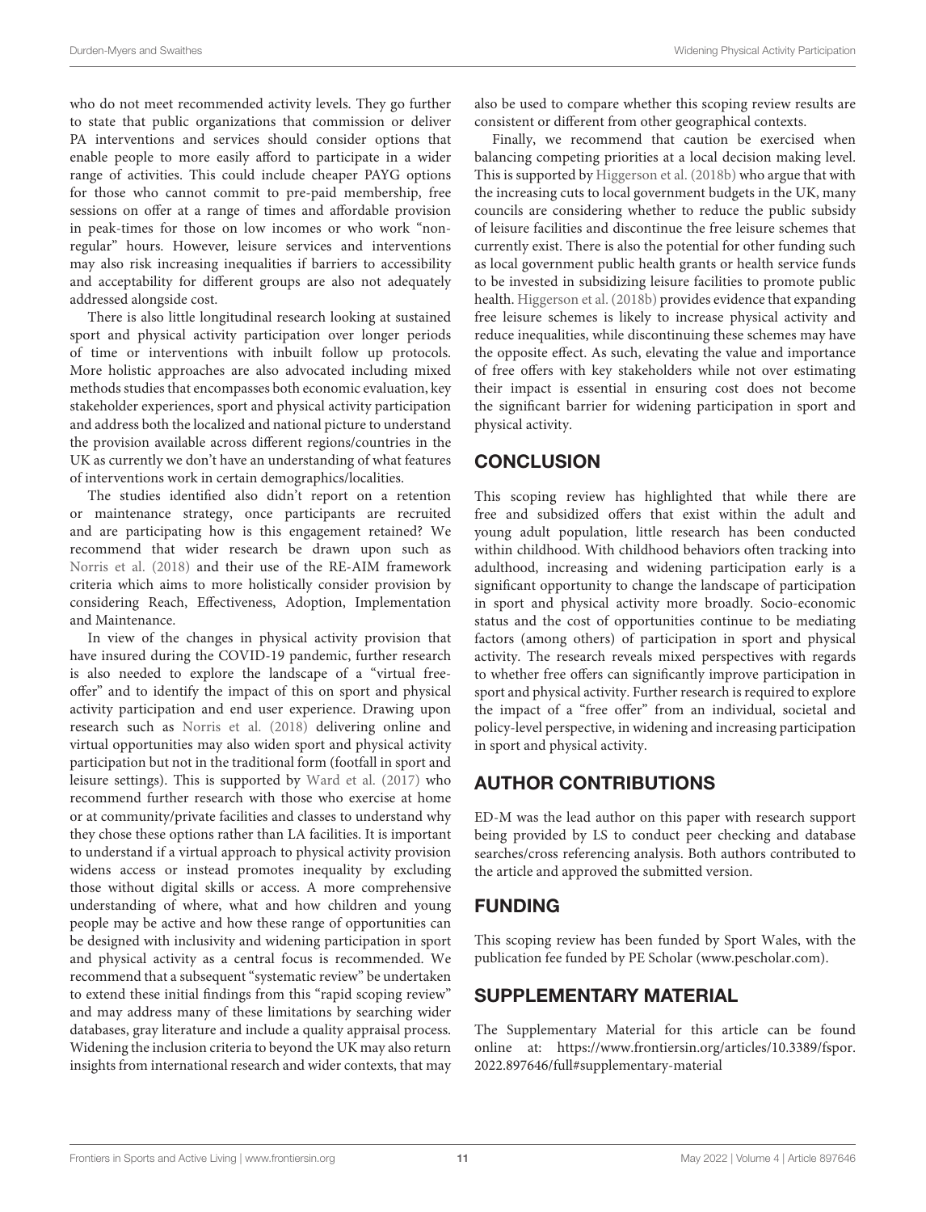who do not meet recommended activity levels. They go further to state that public organizations that commission or deliver PA interventions and services should consider options that enable people to more easily afford to participate in a wider range of activities. This could include cheaper PAYG options for those who cannot commit to pre-paid membership, free sessions on offer at a range of times and affordable provision in peak-times for those on low incomes or who work "non-regular" hours. However, leisure services and interventions may also risk increasing inequalities if barriers to accessibility and acceptability for different groups are also not adequately addressed alongside cost.

There is also little longitudinal research looking at sustained sport and physical activity participation over longer periods of time or interventions with inbuilt follow up protocols. More holistic approaches are also advocated including mixed methods studies that encompasses both economic evaluation, key stakeholder experiences, sport and physical activity participation and address both the localized and national picture to understand the provision available across different regions/countries in the UK as currently we don't have an understanding of what features of interventions work in certain demographics/localities.

The studies identified also didn't report on a retention or maintenance strategy, once participants are recruited and are participating how is this engagement retained? We recommend that wider research be drawn upon such as Norris et al. (2018) and their use of the RE-AIM framework criteria which aims to more holistically consider provision by considering Reach, Effectiveness, Adoption, Implementation and Maintenance.

In view of the changes in physical activity provision that have insured during the COVID-19 pandemic, further research is also needed to explore the landscape of a "virtual free-offer" and to identify the impact of this on sport and physical activity participation and end user experience. Drawing upon research such as Norris et al. (2018) delivering online and virtual opportunities may also widen sport and physical activity participation but not in the traditional form (footfall in sport and leisure settings). This is supported by Ward et al. (2017) who recommend further research with those who exercise at home or at community/private facilities and classes to understand why they chose these options rather than LA facilities. It is important to understand if a virtual approach to physical activity provision widens access or instead promotes inequality by excluding those without digital skills or access. A more comprehensive understanding of where, what and how children and young people may be active and how these range of opportunities can be designed with inclusivity and widening participation in sport and physical activity as a central focus is recommended. We recommend that a subsequent "systematic review" be undertaken to extend these initial findings from this "rapid scoping review" and may address many of these limitations by searching wider databases, gray literature and include a quality appraisal process. Widening the inclusion criteria to beyond the UK may also return insights from international research and wider contexts, that may also be used to compare whether this scoping review results are consistent or different from other geographical contexts.

Finally, we recommend that caution be exercised when balancing competing priorities at a local decision making level. This is supported by Higgerson et al. (2018b) who argue that with the increasing cuts to local government budgets in the UK, many councils are considering whether to reduce the public subsidy of leisure facilities and discontinue the free leisure schemes that currently exist. There is also the potential for other funding such as local government public health grants or health service funds to be invested in subsidizing leisure facilities to promote public health. Higgerson et al. (2018b) provides evidence that expanding free leisure schemes is likely to increase physical activity and reduce inequalities, while discontinuing these schemes may have the opposite effect. As such, elevating the value and importance of free offers with key stakeholders while not over estimating their impact is essential in ensuring cost does not become the significant barrier for widening participation in sport and physical activity.

## CONCLUSION

This scoping review has highlighted that while there are free and subsidized offers that exist within the adult and young adult population, little research has been conducted within childhood. With childhood behaviors often tracking into adulthood, increasing and widening participation early is a significant opportunity to change the landscape of participation in sport and physical activity more broadly. Socio-economic status and the cost of opportunities continue to be mediating factors (among others) of participation in sport and physical activity. The research reveals mixed perspectives with regards to whether free offers can significantly improve participation in sport and physical activity. Further research is required to explore the impact of a "free offer" from an individual, societal and policy-level perspective, in widening and increasing participation in sport and physical activity.

## AUTHOR CONTRIBUTIONS

ED-M was the lead author on this paper with research support being provided by LS to conduct peer checking and database searches/cross referencing analysis. Both authors contributed to the article and approved the submitted version.

## FUNDING

This scoping review has been funded by Sport Wales, with the publication fee funded by PE Scholar (www.pescholar.com).

## SUPPLEMENTARY MATERIAL

The Supplementary Material for this article can be found online at: https://www.frontiersin.org/articles/10.3389/fspor.2022.897646/full#supplementary-material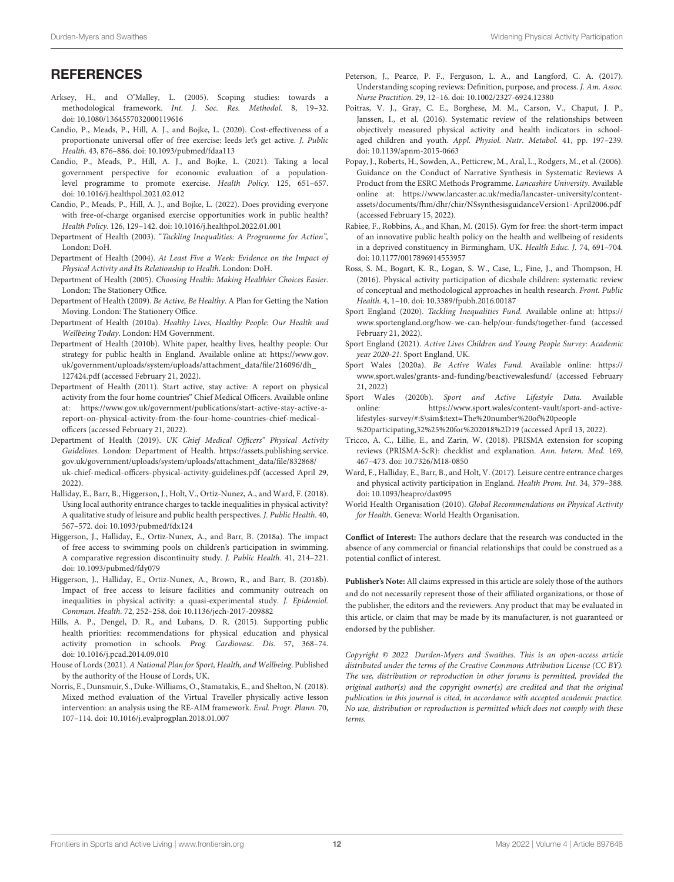## REFERENCES

Arksey, H., and O'Malley, L. (2005). Scoping studies: towards a methodological framework. *Int. J. Soc. Res. Methodol.* 8, 19–32. doi: 10.1080/1364557032000119616

Candio, P., Meads, P., Hill, A. J., and Bojke, L. (2020). Cost-effectiveness of a proportionate universal offer of free exercise: leeds let's get active. *J. Public Health.* 43, 876–886. doi: 10.1093/pubmed/fdaa113

Candio, P., Meads, P., Hill, A. J., and Bojke, L. (2021). Taking a local government perspective for economic evaluation of a population-level programme to promote exercise. *Health Policy.* 125, 651–657. doi: 10.1016/j.healthpol.2021.02.012

Candio, P., Meads, P., Hill, A. J., and Bojke, L. (2022). Does providing everyone with free-of-charge organised exercise opportunities work in public health? *Health Policy.* 126, 129–142. doi: 10.1016/j.healthpol.2022.01.001

Department of Health (2003). "*Tackling Inequalities: A Programme for Action*", London: DoH.

Department of Health (2004). *At Least Five a Week: Evidence on the Impact of Physical Activity and Its Relationship to Health*. London: DoH.

Department of Health (2005). *Choosing Health: Making Healthier Choices Easier*. London: The Stationery Office.

Department of Health (2009). *Be Active, Be Healthy*. A Plan for Getting the Nation Moving. London: The Stationery Office.

Department of Health (2010a). *Healthy Lives, Healthy People: Our Health and Wellbeing Today*. London: HM Government.

Department of Health (2010b). White paper, healthy lives, healthy people: Our strategy for public health in England. Available online at: https://www.gov.uk/government/uploads/system/uploads/attachment_data/file/216096/dh_127424.pdf (accessed February 21, 2022).

Department of Health (2011). Start active, stay active: A report on physical activity from the four home countries" Chief Medical Officers. Available online at: https://www.gov.uk/government/publications/start-active-stay-active-a-report-on-physical-activity-from-the-four-home-countries-chief-medical-officers (accessed February 21, 2022).

Department of Health (2019). *UK Chief Medical Officers" Physical Activity Guidelines*. London: Department of Health. https://assets.publishing.service.gov.uk/government/uploads/system/uploads/attachment_data/file/832868/uk-chief-medical-officers-physical-activity-guidelines.pdf (accessed April 29, 2022).

Halliday, E., Barr, B., Higgerson, J., Holt, V., Ortiz-Nunez, A., and Ward, F. (2018). Using local authority entrance charges to tackle inequalities in physical activity? A qualitative study of leisure and public health perspectives. *J. Public Health.* 40, 567–572. doi: 10.1093/pubmed/fdx124

Higgerson, J., Halliday, E., Ortiz-Nunex, A., and Barr, B. (2018a). The impact of free access to swimming pools on children's participation in swimming. A comparative regression discontinuity study. *J. Public Health.* 41, 214–221. doi: 10.1093/pubmed/fdy079

Higgerson, J., Halliday, E., Ortiz-Nunex, A., Brown, R., and Barr, B. (2018b). Impact of free access to leisure facilities and community outreach on inequalities in physical activity: a quasi-experimental study. *J. Epidemiol. Commun. Health.* 72, 252–258. doi: 10.1136/jech-2017-209882

Hills, A. P., Dengel, D. R., and Lubans, D. R. (2015). Supporting public health priorities: recommendations for physical education and physical activity promotion in schools. *Prog. Cardiovasc. Dis.* 57, 368–74. doi: 10.1016/j.pcad.2014.09.010

House of Lords (2021). *A National Plan for Sport, Health, and Wellbeing*. Published by the authority of the House of Lords, UK.

Norris, E., Dunsmuir, S., Duke-Williams, O., Stamatakis, E., and Shelton, N. (2018). Mixed method evaluation of the Virtual Traveller physically active lesson intervention: an analysis using the RE-AIM framework. *Eval. Progr. Plann.* 70, 107–114. doi: 10.1016/j.evalprogplan.2018.01.007

Peterson, J., Pearce, P. F., Ferguson, L. A., and Langford, C. A. (2017). Understanding scoping reviews: Definition, purpose, and process. *J. Am. Assoc. Nurse Practition.* 29, 12–16. doi: 10.1002/2327-6924.12380

Poitras, V. J., Gray, C. E., Borghese, M. M., Carson, V., Chaput, J. P., Janssen, I., et al. (2016). Systematic review of the relationships between objectively measured physical activity and health indicators in school-aged children and youth. *Appl. Physiol. Nutr. Metabol.* 41, pp. 197–239. doi: 10.1139/apnm-2015-0663

Popay, J., Roberts, H., Sowden, A., Petticrew, M., Aral, L., Rodgers, M., et al. (2006). Guidance on the Conduct of Narrative Synthesis in Systematic Reviews A Product from the ESRC Methods Programme. *Lancashire University.* Available online at: https://www.lancaster.ac.uk/media/lancaster-university/content-assets/documents/fhm/dhr/chir/NSsynthesisguidanceVersion1-April2006.pdf (accessed February 15, 2022).

Rabiee, F., Robbins, A., and Khan, M. (2015). Gym for free: the short-term impact of an innovative public health policy on the health and wellbeing of residents in a deprived constituency in Birmingham, UK. *Health Educ. J.* 74, 691–704. doi: 10.1177/0017896914553957

Ross, S. M., Bogart, K. R., Logan, S. W., Case, L., Fine, J., and Thompson, H. (2016). Physical activity participation of dicsbale children: systematic review of conceptual and methodological approaches in health research. *Front. Public Health.* 4, 1–10. doi: 10.3389/fpubh.2016.00187

Sport England (2020). *Tackling Inequalities Fund*. Available online at: https://www.sportengland.org/how-we-can-help/our-funds/together-fund (accessed February 21, 2022).

Sport England (2021). *Active Lives Children and Young People Survey: Academic year 2020-21*. Sport England, UK.

Sport Wales (2020a). *Be Active Wales Fund*. Available online: https://www.sport.wales/grants-and-funding/beactivewalesfund/ (accessed February 21, 2022)

Sport Wales (2020b). *Sport and Active Lifestyle Data*. Available online: https://www.sport.wales/content-vault/sport-and-active-lifestyles-survey/#:$\sim$:text=The%20number%20of%20people%20participating,32%25%20for%202018%2D19 (accessed April 13, 2022).

Tricco, A. C., Lillie, E., and Zarin, W. (2018). PRISMA extension for scoping reviews (PRISMA-ScR): checklist and explanation. *Ann. Intern. Med.* 169, 467–473. doi: 10.7326/M18-0850

Ward, F., Halliday, E., Barr, B., and Holt, V. (2017). Leisure centre entrance charges and physical activity participation in England. *Health Prom. Int.* 34, 379–388. doi: 10.1093/heapro/dax095

World Health Organisation (2010). *Global Recommendations on Physical Activity for Health*. Geneva: World Health Organisation.

**Conflict of Interest:** The authors declare that the research was conducted in the absence of any commercial or financial relationships that could be construed as a potential conflict of interest.

**Publisher's Note:** All claims expressed in this article are solely those of the authors and do not necessarily represent those of their affiliated organizations, or those of the publisher, the editors and the reviewers. Any product that may be evaluated in this article, or claim that may be made by its manufacturer, is not guaranteed or endorsed by the publisher.

*Copyright © 2022 Durden-Myers and Swaithes. This is an open-access article distributed under the terms of the Creative Commons Attribution License (CC BY). The use, distribution or reproduction in other forums is permitted, provided the original author(s) and the copyright owner(s) are credited and that the original publication in this journal is cited, in accordance with accepted academic practice. No use, distribution or reproduction is permitted which does not comply with these terms.*